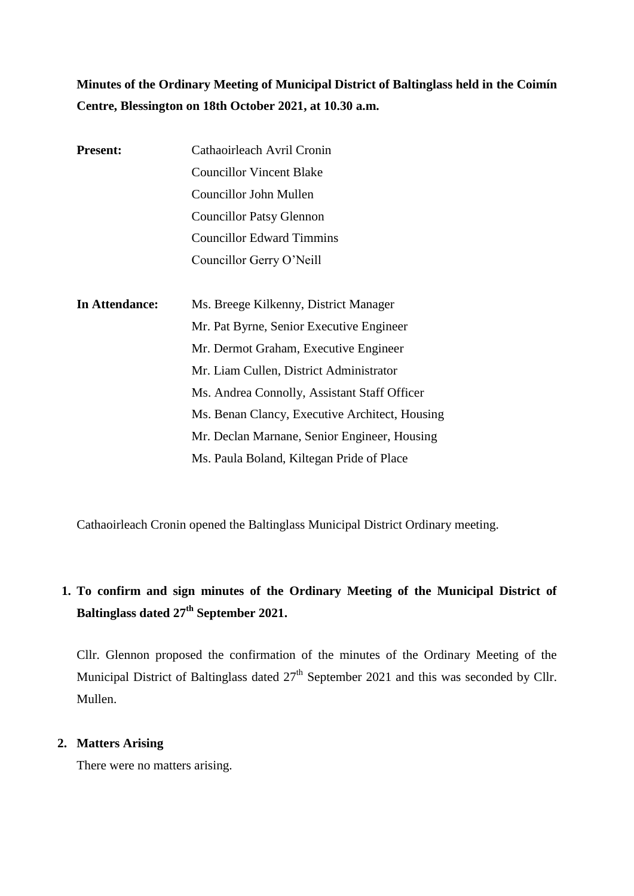**Minutes of the Ordinary Meeting of Municipal District of Baltinglass held in the Coimín Centre, Blessington on 18th October 2021, at 10.30 a.m.**

| | |
|---|---|
| **Present:** | Cathaoirleach Avril Cronin |
| | Councillor Vincent Blake |
| | Councillor John Mullen |
| | Councillor Patsy Glennon |
| | Councillor Edward Timmins |
| | Councillor Gerry O'Neill |
| **In Attendance:** | Ms. Breege Kilkenny, District Manager |
| | Mr. Pat Byrne, Senior Executive Engineer |
| | Mr. Dermot Graham, Executive Engineer |
| | Mr. Liam Cullen, District Administrator |
| | Ms. Andrea Connolly, Assistant Staff Officer |
| | Ms. Benan Clancy, Executive Architect, Housing |
| | Mr. Declan Marnane, Senior Engineer, Housing |
| | Ms. Paula Boland, Kiltegan Pride of Place |

Cathaoirleach Cronin opened the Baltinglass Municipal District Ordinary meeting.

**1. To confirm and sign minutes of the Ordinary Meeting of the Municipal District of Baltinglass dated 27th September 2021.**

Cllr. Glennon proposed the confirmation of the minutes of the Ordinary Meeting of the Municipal District of Baltinglass dated 27th September 2021 and this was seconded by Cllr. Mullen.

**2. Matters Arising**

There were no matters arising.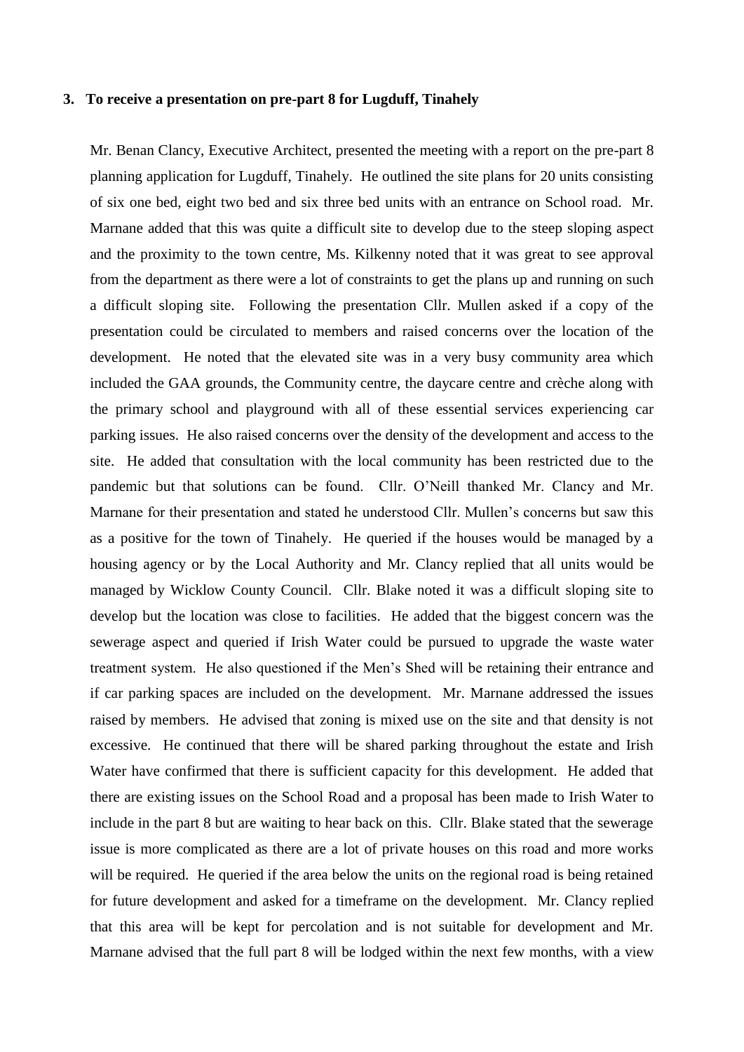**3. To receive a presentation on pre-part 8 for Lugduff, Tinahely**

Mr. Benan Clancy, Executive Architect, presented the meeting with a report on the pre-part 8 planning application for Lugduff, Tinahely. He outlined the site plans for 20 units consisting of six one bed, eight two bed and six three bed units with an entrance on School road. Mr. Marnane added that this was quite a difficult site to develop due to the steep sloping aspect and the proximity to the town centre, Ms. Kilkenny noted that it was great to see approval from the department as there were a lot of constraints to get the plans up and running on such a difficult sloping site. Following the presentation Cllr. Mullen asked if a copy of the presentation could be circulated to members and raised concerns over the location of the development. He noted that the elevated site was in a very busy community area which included the GAA grounds, the Community centre, the daycare centre and crèche along with the primary school and playground with all of these essential services experiencing car parking issues. He also raised concerns over the density of the development and access to the site. He added that consultation with the local community has been restricted due to the pandemic but that solutions can be found. Cllr. O'Neill thanked Mr. Clancy and Mr. Marnane for their presentation and stated he understood Cllr. Mullen's concerns but saw this as a positive for the town of Tinahely. He queried if the houses would be managed by a housing agency or by the Local Authority and Mr. Clancy replied that all units would be managed by Wicklow County Council. Cllr. Blake noted it was a difficult sloping site to develop but the location was close to facilities. He added that the biggest concern was the sewerage aspect and queried if Irish Water could be pursued to upgrade the waste water treatment system. He also questioned if the Men's Shed will be retaining their entrance and if car parking spaces are included on the development. Mr. Marnane addressed the issues raised by members. He advised that zoning is mixed use on the site and that density is not excessive. He continued that there will be shared parking throughout the estate and Irish Water have confirmed that there is sufficient capacity for this development. He added that there are existing issues on the School Road and a proposal has been made to Irish Water to include in the part 8 but are waiting to hear back on this. Cllr. Blake stated that the sewerage issue is more complicated as there are a lot of private houses on this road and more works will be required. He queried if the area below the units on the regional road is being retained for future development and asked for a timeframe on the development. Mr. Clancy replied that this area will be kept for percolation and is not suitable for development and Mr. Marnane advised that the full part 8 will be lodged within the next few months, with a view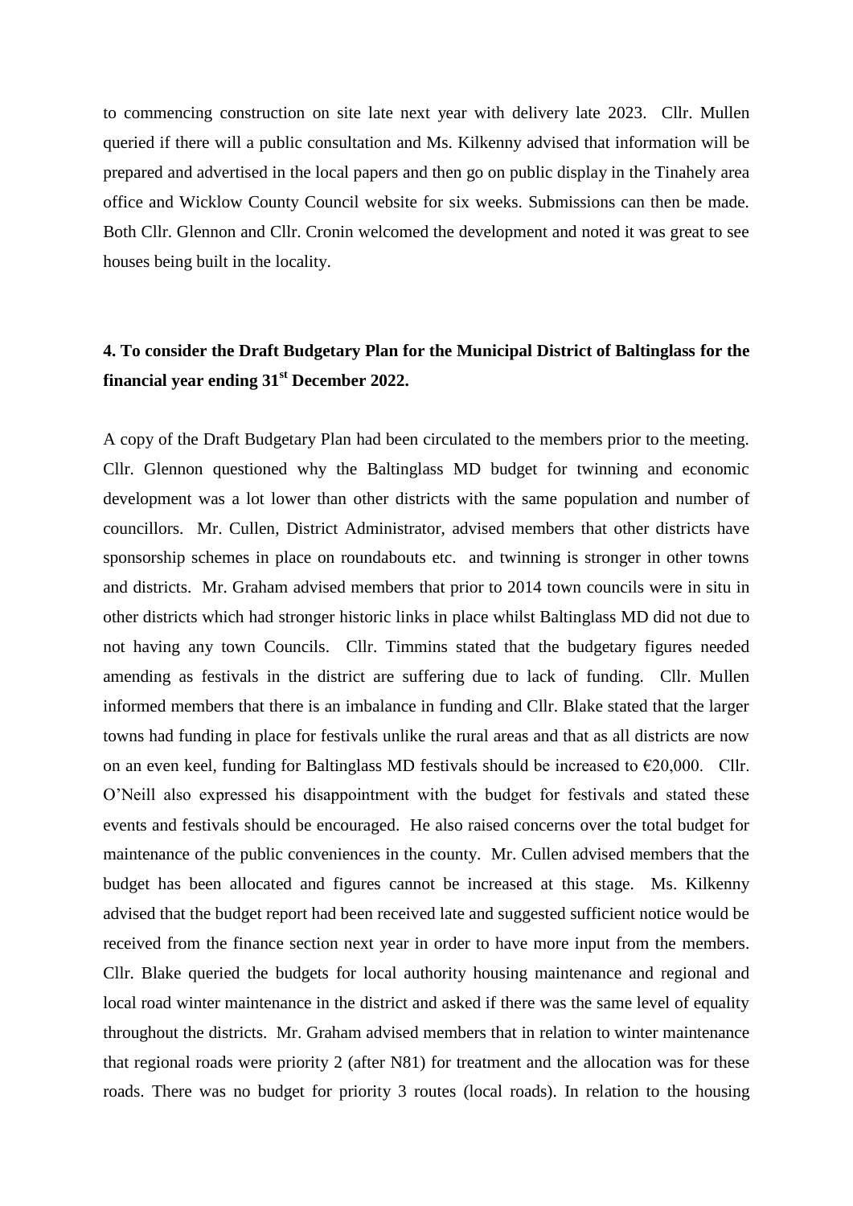to commencing construction on site late next year with delivery late 2023. Cllr. Mullen queried if there will a public consultation and Ms. Kilkenny advised that information will be prepared and advertised in the local papers and then go on public display in the Tinahely area office and Wicklow County Council website for six weeks. Submissions can then be made. Both Cllr. Glennon and Cllr. Cronin welcomed the development and noted it was great to see houses being built in the locality.

**4. To consider the Draft Budgetary Plan for the Municipal District of Baltinglass for the financial year ending 31st December 2022.**

A copy of the Draft Budgetary Plan had been circulated to the members prior to the meeting. Cllr. Glennon questioned why the Baltinglass MD budget for twinning and economic development was a lot lower than other districts with the same population and number of councillors. Mr. Cullen, District Administrator, advised members that other districts have sponsorship schemes in place on roundabouts etc. and twinning is stronger in other towns and districts. Mr. Graham advised members that prior to 2014 town councils were in situ in other districts which had stronger historic links in place whilst Baltinglass MD did not due to not having any town Councils. Cllr. Timmins stated that the budgetary figures needed amending as festivals in the district are suffering due to lack of funding. Cllr. Mullen informed members that there is an imbalance in funding and Cllr. Blake stated that the larger towns had funding in place for festivals unlike the rural areas and that as all districts are now on an even keel, funding for Baltinglass MD festivals should be increased to €20,000. Cllr. O'Neill also expressed his disappointment with the budget for festivals and stated these events and festivals should be encouraged. He also raised concerns over the total budget for maintenance of the public conveniences in the county. Mr. Cullen advised members that the budget has been allocated and figures cannot be increased at this stage. Ms. Kilkenny advised that the budget report had been received late and suggested sufficient notice would be received from the finance section next year in order to have more input from the members. Cllr. Blake queried the budgets for local authority housing maintenance and regional and local road winter maintenance in the district and asked if there was the same level of equality throughout the districts. Mr. Graham advised members that in relation to winter maintenance that regional roads were priority 2 (after N81) for treatment and the allocation was for these roads. There was no budget for priority 3 routes (local roads). In relation to the housing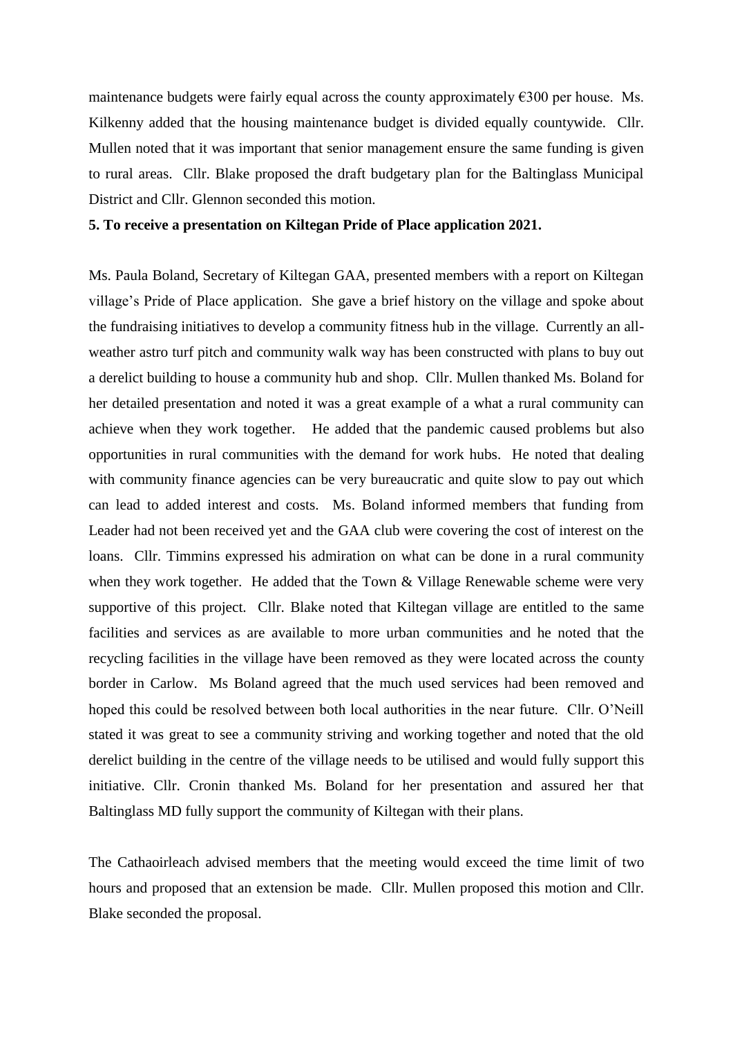maintenance budgets were fairly equal across the county approximately €300 per house. Ms. Kilkenny added that the housing maintenance budget is divided equally countywide. Cllr. Mullen noted that it was important that senior management ensure the same funding is given to rural areas. Cllr. Blake proposed the draft budgetary plan for the Baltinglass Municipal District and Cllr. Glennon seconded this motion.

**5. To receive a presentation on Kiltegan Pride of Place application 2021.**

Ms. Paula Boland, Secretary of Kiltegan GAA, presented members with a report on Kiltegan village's Pride of Place application. She gave a brief history on the village and spoke about the fundraising initiatives to develop a community fitness hub in the village. Currently an all-weather astro turf pitch and community walk way has been constructed with plans to buy out a derelict building to house a community hub and shop. Cllr. Mullen thanked Ms. Boland for her detailed presentation and noted it was a great example of a what a rural community can achieve when they work together. He added that the pandemic caused problems but also opportunities in rural communities with the demand for work hubs. He noted that dealing with community finance agencies can be very bureaucratic and quite slow to pay out which can lead to added interest and costs. Ms. Boland informed members that funding from Leader had not been received yet and the GAA club were covering the cost of interest on the loans. Cllr. Timmins expressed his admiration on what can be done in a rural community when they work together. He added that the Town & Village Renewable scheme were very supportive of this project. Cllr. Blake noted that Kiltegan village are entitled to the same facilities and services as are available to more urban communities and he noted that the recycling facilities in the village have been removed as they were located across the county border in Carlow. Ms Boland agreed that the much used services had been removed and hoped this could be resolved between both local authorities in the near future. Cllr. O'Neill stated it was great to see a community striving and working together and noted that the old derelict building in the centre of the village needs to be utilised and would fully support this initiative. Cllr. Cronin thanked Ms. Boland for her presentation and assured her that Baltinglass MD fully support the community of Kiltegan with their plans.

The Cathaoirleach advised members that the meeting would exceed the time limit of two hours and proposed that an extension be made. Cllr. Mullen proposed this motion and Cllr. Blake seconded the proposal.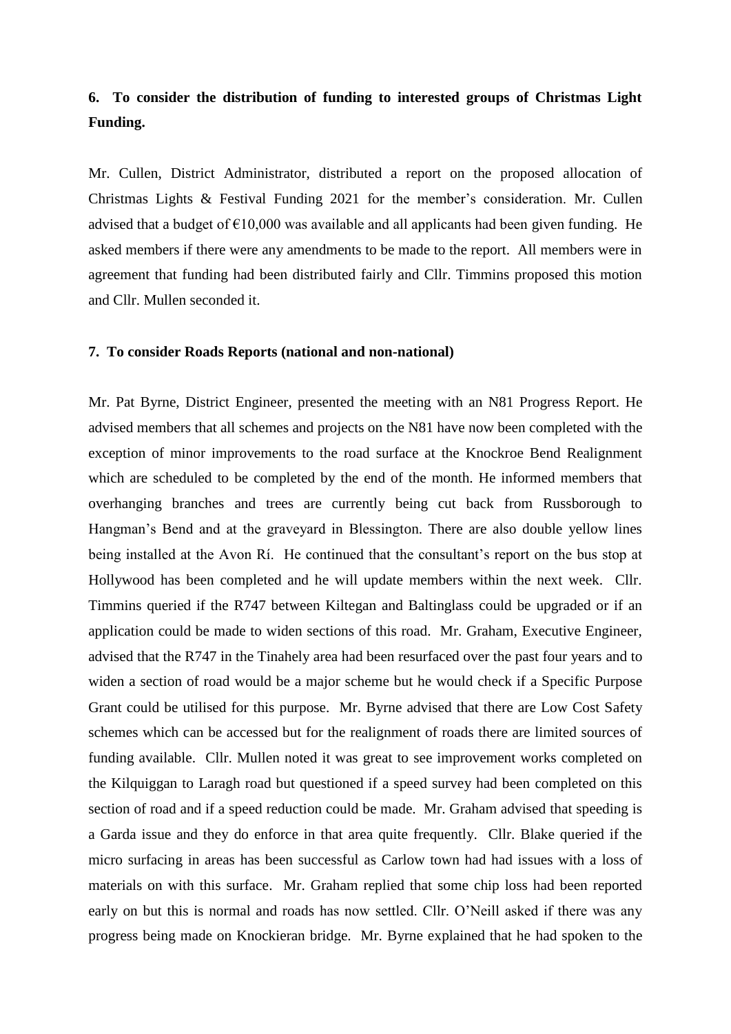**6. To consider the distribution of funding to interested groups of Christmas Light Funding.**

Mr. Cullen, District Administrator, distributed a report on the proposed allocation of Christmas Lights & Festival Funding 2021 for the member's consideration. Mr. Cullen advised that a budget of €10,000 was available and all applicants had been given funding. He asked members if there were any amendments to be made to the report. All members were in agreement that funding had been distributed fairly and Cllr. Timmins proposed this motion and Cllr. Mullen seconded it.

**7. To consider Roads Reports (national and non-national)**

Mr. Pat Byrne, District Engineer, presented the meeting with an N81 Progress Report. He advised members that all schemes and projects on the N81 have now been completed with the exception of minor improvements to the road surface at the Knockroe Bend Realignment which are scheduled to be completed by the end of the month. He informed members that overhanging branches and trees are currently being cut back from Russborough to Hangman's Bend and at the graveyard in Blessington. There are also double yellow lines being installed at the Avon Rí. He continued that the consultant's report on the bus stop at Hollywood has been completed and he will update members within the next week. Cllr. Timmins queried if the R747 between Kiltegan and Baltinglass could be upgraded or if an application could be made to widen sections of this road. Mr. Graham, Executive Engineer, advised that the R747 in the Tinahely area had been resurfaced over the past four years and to widen a section of road would be a major scheme but he would check if a Specific Purpose Grant could be utilised for this purpose. Mr. Byrne advised that there are Low Cost Safety schemes which can be accessed but for the realignment of roads there are limited sources of funding available. Cllr. Mullen noted it was great to see improvement works completed on the Kilquiggan to Laragh road but questioned if a speed survey had been completed on this section of road and if a speed reduction could be made. Mr. Graham advised that speeding is a Garda issue and they do enforce in that area quite frequently. Cllr. Blake queried if the micro surfacing in areas has been successful as Carlow town had had issues with a loss of materials on with this surface. Mr. Graham replied that some chip loss had been reported early on but this is normal and roads has now settled. Cllr. O'Neill asked if there was any progress being made on Knockieran bridge. Mr. Byrne explained that he had spoken to the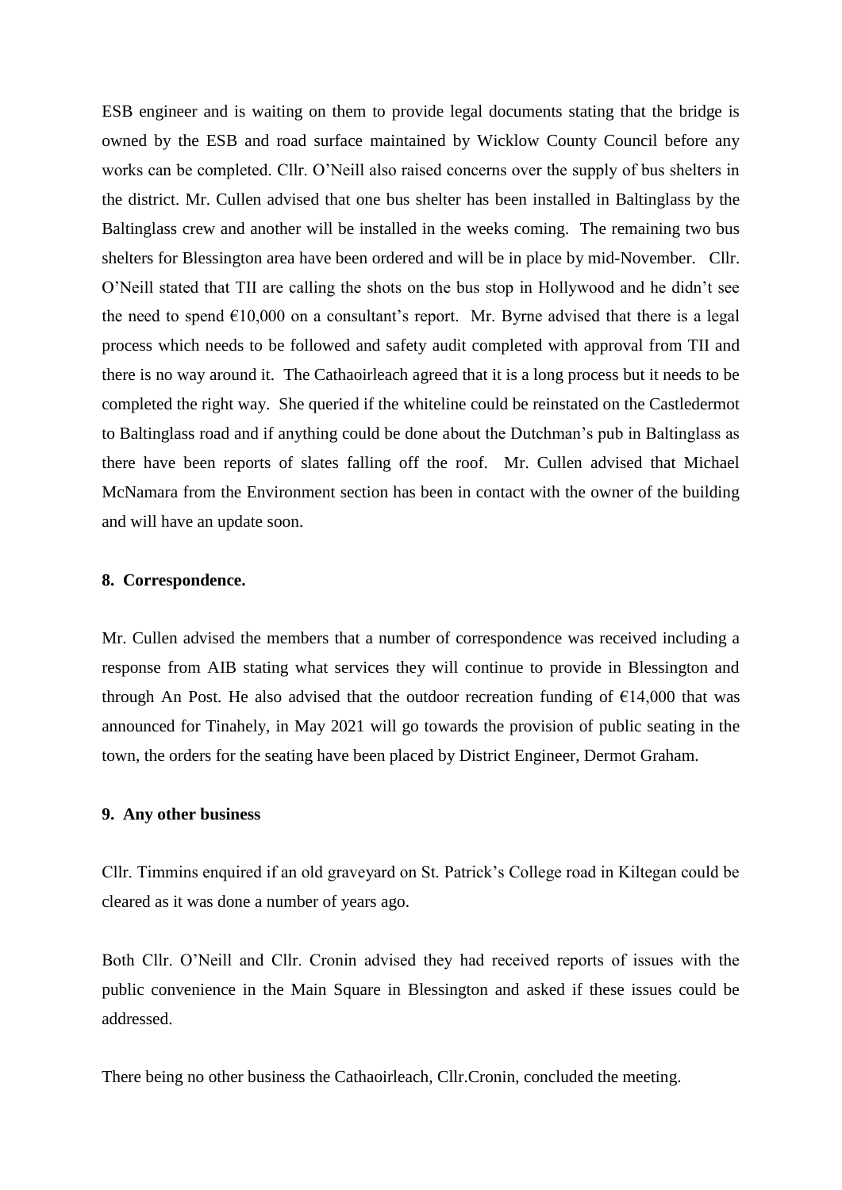ESB engineer and is waiting on them to provide legal documents stating that the bridge is owned by the ESB and road surface maintained by Wicklow County Council before any works can be completed. Cllr. O'Neill also raised concerns over the supply of bus shelters in the district. Mr. Cullen advised that one bus shelter has been installed in Baltinglass by the Baltinglass crew and another will be installed in the weeks coming. The remaining two bus shelters for Blessington area have been ordered and will be in place by mid-November. Cllr. O'Neill stated that TII are calling the shots on the bus stop in Hollywood and he didn't see the need to spend €10,000 on a consultant's report. Mr. Byrne advised that there is a legal process which needs to be followed and safety audit completed with approval from TII and there is no way around it. The Cathaoirleach agreed that it is a long process but it needs to be completed the right way. She queried if the whiteline could be reinstated on the Castledermot to Baltinglass road and if anything could be done about the Dutchman's pub in Baltinglass as there have been reports of slates falling off the roof. Mr. Cullen advised that Michael McNamara from the Environment section has been in contact with the owner of the building and will have an update soon.

**8. Correspondence.**

Mr. Cullen advised the members that a number of correspondence was received including a response from AIB stating what services they will continue to provide in Blessington and through An Post. He also advised that the outdoor recreation funding of €14,000 that was announced for Tinahely, in May 2021 will go towards the provision of public seating in the town, the orders for the seating have been placed by District Engineer, Dermot Graham.

**9. Any other business**

Cllr. Timmins enquired if an old graveyard on St. Patrick's College road in Kiltegan could be cleared as it was done a number of years ago.

Both Cllr. O'Neill and Cllr. Cronin advised they had received reports of issues with the public convenience in the Main Square in Blessington and asked if these issues could be addressed.

There being no other business the Cathaoirleach, Cllr.Cronin, concluded the meeting.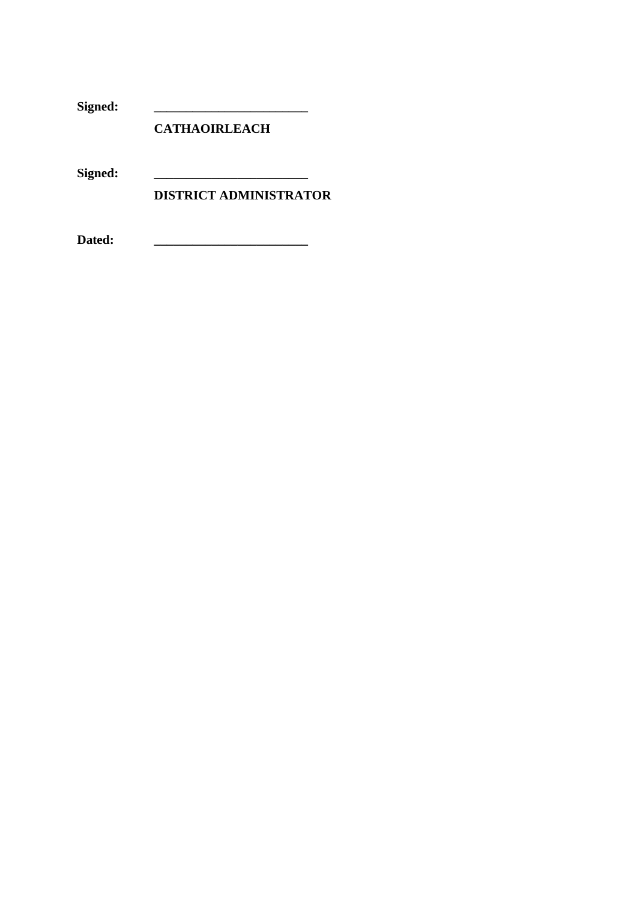**Signed:** ________________________

**CATHAOIRLEACH**

**Signed:** ________________________

**DISTRICT ADMINISTRATOR**

**Dated:** ________________________